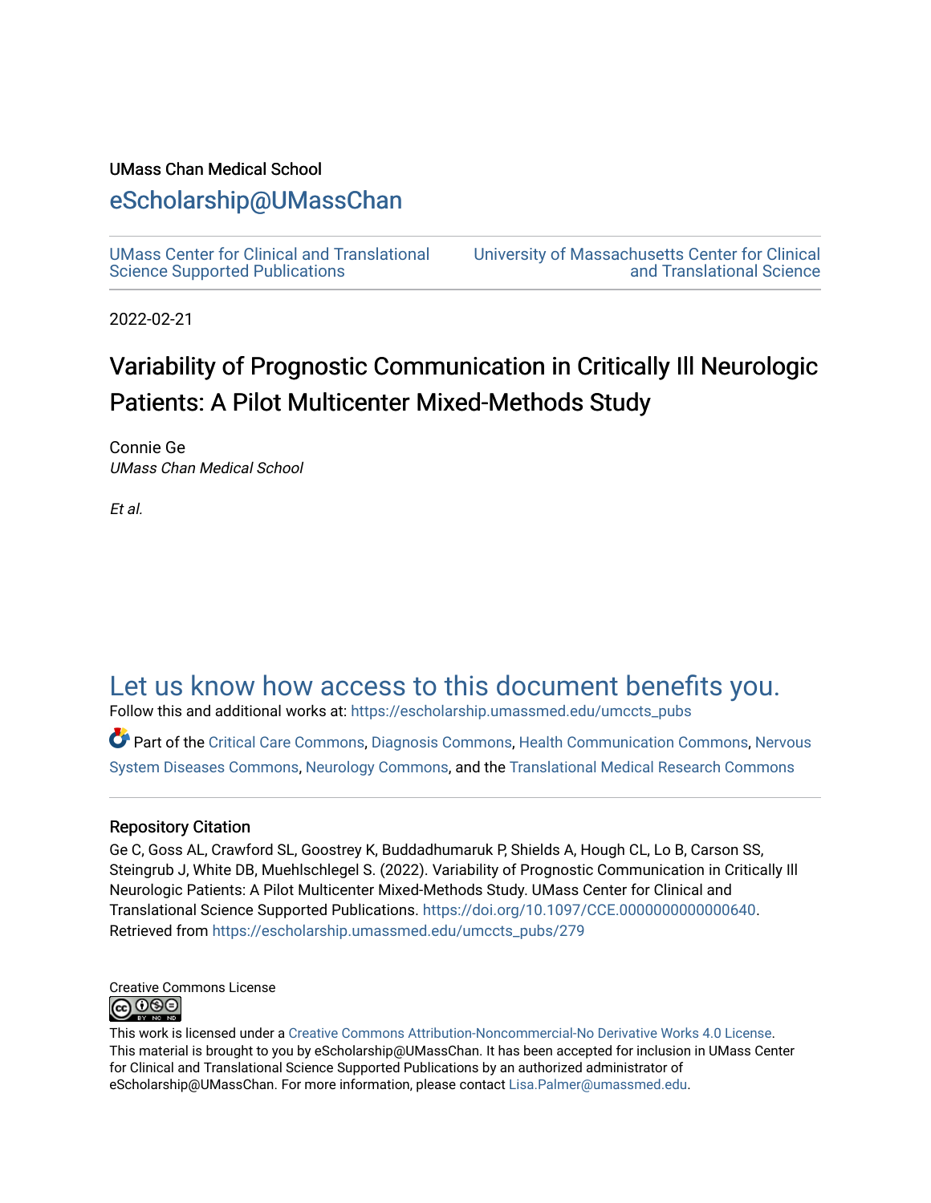UMass Chan Medical School

# eScholarship@UMassChan

UMass Center for Clinical and Translational Science Supported Publications

University of Massachusetts Center for Clinical and Translational Science

2022-02-21

# Variability of Prognostic Communication in Critically Ill Neurologic Patients: A Pilot Multicenter Mixed-Methods Study

Connie Ge
*UMass Chan Medical School*

*Et al.*

## Let us know how access to this document benefits you.

Follow this and additional works at: https://escholarship.umassmed.edu/umccts_pubs

Part of the Critical Care Commons, Diagnosis Commons, Health Communication Commons, Nervous System Diseases Commons, Neurology Commons, and the Translational Medical Research Commons

### Repository Citation

Ge C, Goss AL, Crawford SL, Goostrey K, Buddadhumaruk P, Shields A, Hough CL, Lo B, Carson SS, Steingrub J, White DB, Muehlschlegel S. (2022). Variability of Prognostic Communication in Critically Ill Neurologic Patients: A Pilot Multicenter Mixed-Methods Study. UMass Center for Clinical and Translational Science Supported Publications. https://doi.org/10.1097/CCE.0000000000000640. Retrieved from https://escholarship.umassmed.edu/umccts_pubs/279

Creative Commons License

This work is licensed under a Creative Commons Attribution-Noncommercial-No Derivative Works 4.0 License. This material is brought to you by eScholarship@UMassChan. It has been accepted for inclusion in UMass Center for Clinical and Translational Science Supported Publications by an authorized administrator of eScholarship@UMassChan. For more information, please contact Lisa.Palmer@umassmed.edu.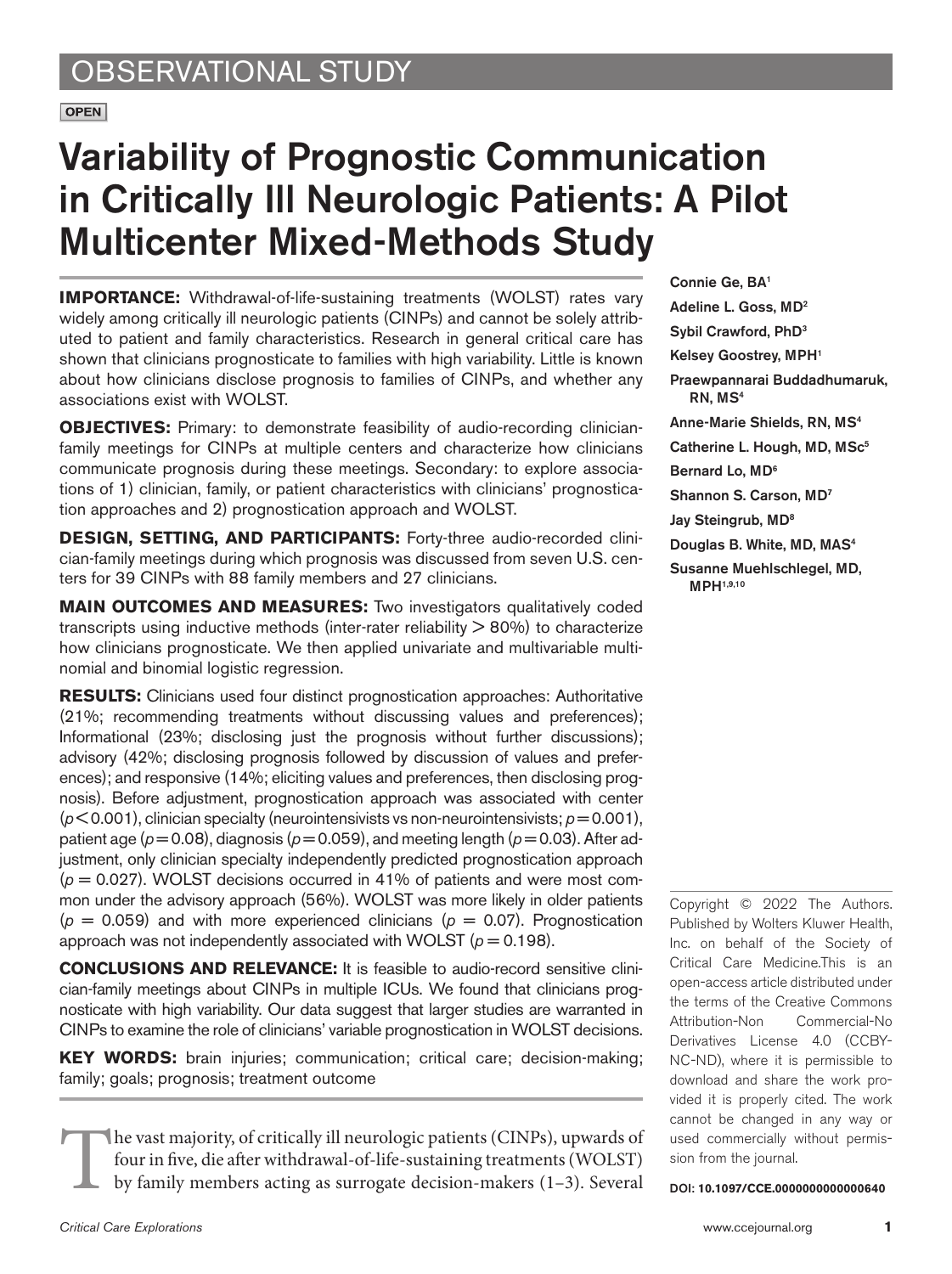# OBSERVATIONAL STUDY

**OPEN**

# Variability of Prognostic Communication in Critically Ill Neurologic Patients: A Pilot Multicenter Mixed-Methods Study

Connie Ge, BA[1]
Adeline L. Goss, MD[2]
Sybil Crawford, PhD[3]
Kelsey Goostrey, MPH[1]
Praewpannarai Buddadhumaruk, RN, MS[4]
Anne-Marie Shields, RN, MS[4]
Catherine L. Hough, MD, MSc[5]
Bernard Lo, MD[6]
Shannon S. Carson, MD[7]
Jay Steingrub, MD[8]
Douglas B. White, MD, MAS[4]
Susanne Muehlschlegel, MD, MPH[1,9,10]

**IMPORTANCE:** Withdrawal-of-life-sustaining treatments (WOLST) rates vary widely among critically ill neurologic patients (CINPs) and cannot be solely attributed to patient and family characteristics. Research in general critical care has shown that clinicians prognosticate to families with high variability. Little is known about how clinicians disclose prognosis to families of CINPs, and whether any associations exist with WOLST.

**OBJECTIVES:** Primary: to demonstrate feasibility of audio-recording clinician-family meetings for CINPs at multiple centers and characterize how clinicians communicate prognosis during these meetings. Secondary: to explore associations of 1) clinician, family, or patient characteristics with clinicians' prognostication approaches and 2) prognostication approach and WOLST.

**DESIGN, SETTING, AND PARTICIPANTS:** Forty-three audio-recorded clinician-family meetings during which prognosis was discussed from seven U.S. centers for 39 CINPs with 88 family members and 27 clinicians.

**MAIN OUTCOMES AND MEASURES:** Two investigators qualitatively coded transcripts using inductive methods (inter-rater reliability > 80%) to characterize how clinicians prognosticate. We then applied univariate and multivariable multinomial and binomial logistic regression.

**RESULTS:** Clinicians used four distinct prognostication approaches: Authoritative (21%; recommending treatments without discussing values and preferences); Informational (23%; disclosing just the prognosis without further discussions); advisory (42%; disclosing prognosis followed by discussion of values and preferences); and responsive (14%; eliciting values and preferences, then disclosing prognosis). Before adjustment, prognostication approach was associated with center ($p < 0.001$), clinician specialty (neurointensivists vs non-neurointensivists; $p = 0.001$), patient age ($p = 0.08$), diagnosis ($p = 0.059$), and meeting length ($p = 0.03$). After adjustment, only clinician specialty independently predicted prognostication approach ($p = 0.027$). WOLST decisions occurred in 41% of patients and were most common under the advisory approach (56%). WOLST was more likely in older patients ($p = 0.059$) and with more experienced clinicians ($p = 0.07$). Prognostication approach was not independently associated with WOLST ($p = 0.198$).

**CONCLUSIONS AND RELEVANCE:** It is feasible to audio-record sensitive clinician-family meetings about CINPs in multiple ICUs. We found that clinicians prognosticate with high variability. Our data suggest that larger studies are warranted in CINPs to examine the role of clinicians' variable prognostication in WOLST decisions.

**KEY WORDS:** brain injuries; communication; critical care; decision-making; family; goals; prognosis; treatment outcome

The vast majority, of critically ill neurologic patients (CINPs), upwards of four in five, die after withdrawal-of-life-sustaining treatments (WOLST) by family members acting as surrogate decision-makers (1–3). Several

Copyright © 2022 The Authors. Published by Wolters Kluwer Health, Inc. on behalf of the Society of Critical Care Medicine.This is an open-access article distributed under the terms of the Creative Commons Attribution-Non Commercial-No Derivatives License 4.0 (CCBY-NC-ND), where it is permissible to download and share the work provided it is properly cited. The work cannot be changed in any way or used commercially without permission from the journal.

**DOI: 10.1097/CCE.0000000000000640**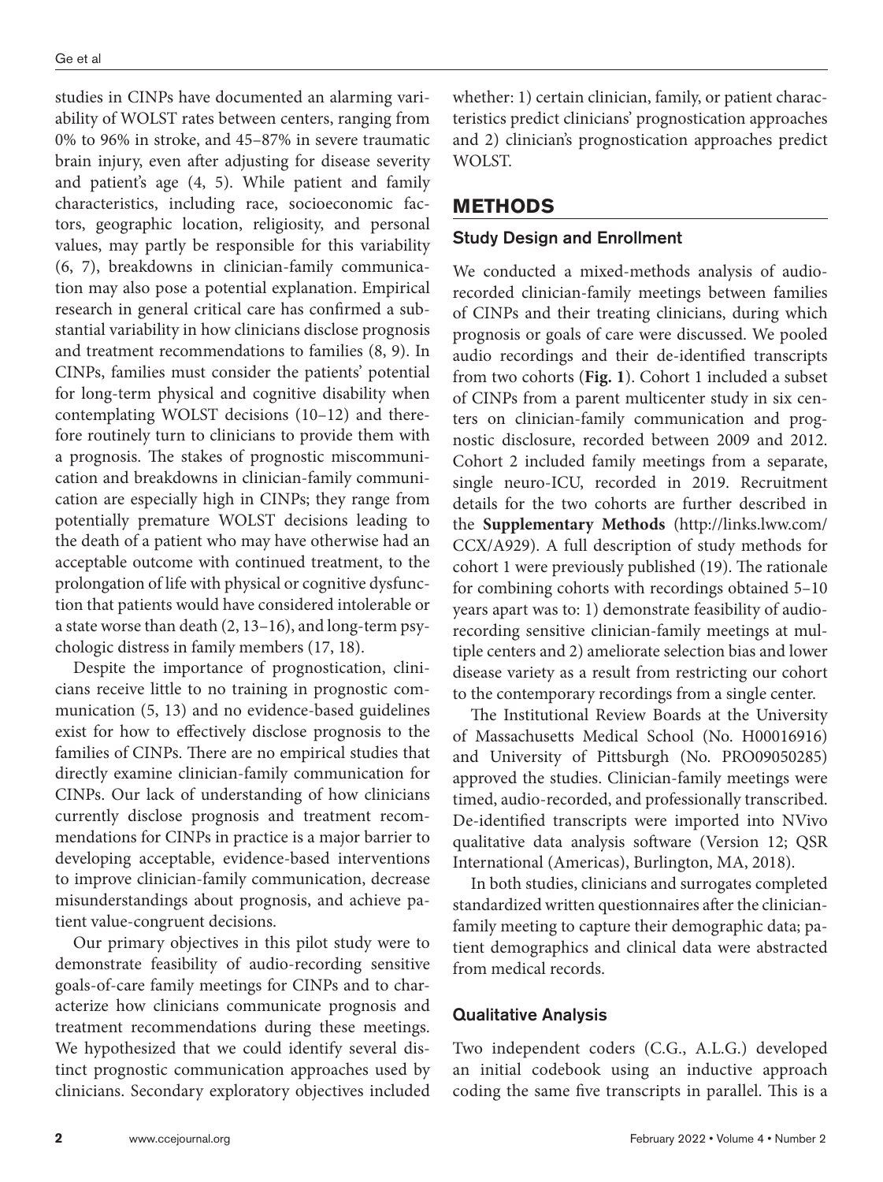studies in CINPs have documented an alarming variability of WOLST rates between centers, ranging from 0% to 96% in stroke, and 45–87% in severe traumatic brain injury, even after adjusting for disease severity and patient's age (4, 5). While patient and family characteristics, including race, socioeconomic factors, geographic location, religiosity, and personal values, may partly be responsible for this variability (6, 7), breakdowns in clinician-family communication may also pose a potential explanation. Empirical research in general critical care has confirmed a substantial variability in how clinicians disclose prognosis and treatment recommendations to families (8, 9). In CINPs, families must consider the patients' potential for long-term physical and cognitive disability when contemplating WOLST decisions (10–12) and therefore routinely turn to clinicians to provide them with a prognosis. The stakes of prognostic miscommunication and breakdowns in clinician-family communication are especially high in CINPs; they range from potentially premature WOLST decisions leading to the death of a patient who may have otherwise had an acceptable outcome with continued treatment, to the prolongation of life with physical or cognitive dysfunction that patients would have considered intolerable or a state worse than death (2, 13–16), and long-term psychologic distress in family members (17, 18).

Despite the importance of prognostication, clinicians receive little to no training in prognostic communication (5, 13) and no evidence-based guidelines exist for how to effectively disclose prognosis to the families of CINPs. There are no empirical studies that directly examine clinician-family communication for CINPs. Our lack of understanding of how clinicians currently disclose prognosis and treatment recommendations for CINPs in practice is a major barrier to developing acceptable, evidence-based interventions to improve clinician-family communication, decrease misunderstandings about prognosis, and achieve patient value-congruent decisions.

Our primary objectives in this pilot study were to demonstrate feasibility of audio-recording sensitive goals-of-care family meetings for CINPs and to characterize how clinicians communicate prognosis and treatment recommendations during these meetings. We hypothesized that we could identify several distinct prognostic communication approaches used by clinicians. Secondary exploratory objectives included whether: 1) certain clinician, family, or patient characteristics predict clinicians' prognostication approaches and 2) clinician's prognostication approaches predict WOLST.

## METHODS

### Study Design and Enrollment

We conducted a mixed-methods analysis of audio-recorded clinician-family meetings between families of CINPs and their treating clinicians, during which prognosis or goals of care were discussed. We pooled audio recordings and their de-identified transcripts from two cohorts (**Fig. 1**). Cohort 1 included a subset of CINPs from a parent multicenter study in six centers on clinician-family communication and prognostic disclosure, recorded between 2009 and 2012. Cohort 2 included family meetings from a separate, single neuro-ICU, recorded in 2019. Recruitment details for the two cohorts are further described in the **Supplementary Methods** (http://links.lww.com/CCX/A929). A full description of study methods for cohort 1 were previously published (19). The rationale for combining cohorts with recordings obtained 5–10 years apart was to: 1) demonstrate feasibility of audio-recording sensitive clinician-family meetings at multiple centers and 2) ameliorate selection bias and lower disease variety as a result from restricting our cohort to the contemporary recordings from a single center.

The Institutional Review Boards at the University of Massachusetts Medical School (No. H00016916) and University of Pittsburgh (No. PRO09050285) approved the studies. Clinician-family meetings were timed, audio-recorded, and professionally transcribed. De-identified transcripts were imported into NVivo qualitative data analysis software (Version 12; QSR International (Americas), Burlington, MA, 2018).

In both studies, clinicians and surrogates completed standardized written questionnaires after the clinician-family meeting to capture their demographic data; patient demographics and clinical data were abstracted from medical records.

### Qualitative Analysis

Two independent coders (C.G., A.L.G.) developed an initial codebook using an inductive approach coding the same five transcripts in parallel. This is a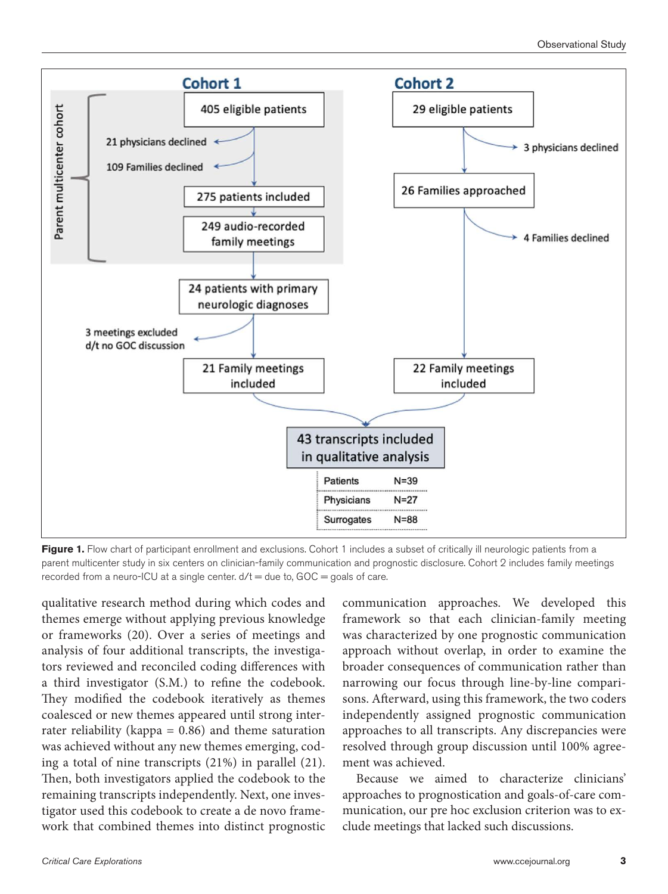**Figure 1.** Flow chart of participant enrollment and exclusions. Cohort 1 includes a subset of critically ill neurologic patients from a parent multicenter study in six centers on clinician-family communication and prognostic disclosure. Cohort 2 includes family meetings recorded from a neuro-ICU at a single center. d/t = due to, GOC = goals of care.

qualitative research method during which codes and themes emerge without applying previous knowledge or frameworks (20). Over a series of meetings and analysis of four additional transcripts, the investigators reviewed and reconciled coding differences with a third investigator (S.M.) to refine the codebook. They modified the codebook iteratively as themes coalesced or new themes appeared until strong inter-rater reliability (kappa = 0.86) and theme saturation was achieved without any new themes emerging, coding a total of nine transcripts (21%) in parallel (21). Then, both investigators applied the codebook to the remaining transcripts independently. Next, one investigator used this codebook to create a de novo framework that combined themes into distinct prognostic communication approaches. We developed this framework so that each clinician-family meeting was characterized by one prognostic communication approach without overlap, in order to examine the broader consequences of communication rather than narrowing our focus through line-by-line comparisons. Afterward, using this framework, the two coders independently assigned prognostic communication approaches to all transcripts. Any discrepancies were resolved through group discussion until 100% agreement was achieved.

Because we aimed to characterize clinicians' approaches to prognostication and goals-of-care communication, our pre hoc exclusion criterion was to exclude meetings that lacked such discussions.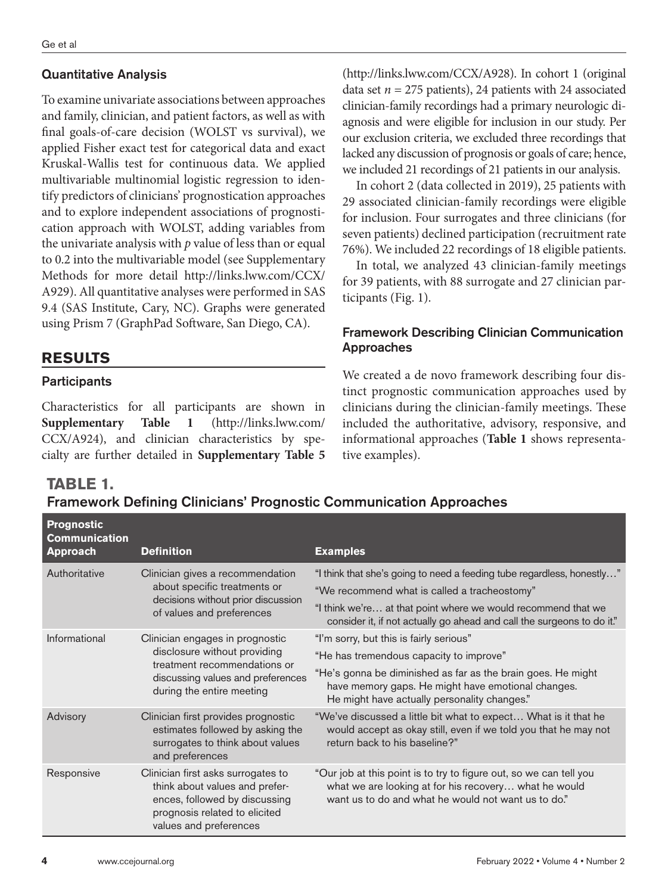### Quantitative Analysis

To examine univariate associations between approaches and family, clinician, and patient factors, as well as with final goals-of-care decision (WOLST vs survival), we applied Fisher exact test for categorical data and exact Kruskal-Wallis test for continuous data. We applied multivariable multinomial logistic regression to identify predictors of clinicians' prognostication approaches and to explore independent associations of prognostication approach with WOLST, adding variables from the univariate analysis with *p* value of less than or equal to 0.2 into the multivariable model (see Supplementary Methods for more detail http://links.lww.com/CCX/A929). All quantitative analyses were performed in SAS 9.4 (SAS Institute, Cary, NC). Graphs were generated using Prism 7 (GraphPad Software, San Diego, CA).

## RESULTS

### Participants

Characteristics for all participants are shown in **Supplementary Table 1** (http://links.lww.com/CCX/A924), and clinician characteristics by specialty are further detailed in **Supplementary Table 5** (http://links.lww.com/CCX/A928). In cohort 1 (original data set $n = 275$ patients), 24 patients with 24 associated clinician-family recordings had a primary neurologic diagnosis and were eligible for inclusion in our study. Per our exclusion criteria, we excluded three recordings that lacked any discussion of prognosis or goals of care; hence, we included 21 recordings of 21 patients in our analysis.

In cohort 2 (data collected in 2019), 25 patients with 29 associated clinician-family recordings were eligible for inclusion. Four surrogates and three clinicians (for seven patients) declined participation (recruitment rate 76%). We included 22 recordings of 18 eligible patients.

In total, we analyzed 43 clinician-family meetings for 39 patients, with 88 surrogate and 27 clinician participants (Fig. 1).

### Framework Describing Clinician Communication Approaches

We created a de novo framework describing four distinct prognostic communication approaches used by clinicians during the clinician-family meetings. These included the authoritative, advisory, responsive, and informational approaches (**Table 1** shows representative examples).

**TABLE 1.**
**Framework Defining Clinicians' Prognostic Communication Approaches**

| Prognostic Communication Approach | Definition | Examples |
|---|---|---|
| Authoritative | Clinician gives a recommendation about specific treatments or decisions without prior discussion of values and preferences | "I think that she's going to need a feeding tube regardless, honestly…"<br>"We recommend what is called a tracheostomy"<br>"I think we're… at that point where we would recommend that we consider it, if not actually go ahead and call the surgeons to do it." |
| Informational | Clinician engages in prognostic disclosure without providing treatment recommendations or discussing values and preferences during the entire meeting | "I'm sorry, but this is fairly serious"<br>"He has tremendous capacity to improve"<br>"He's gonna be diminished as far as the brain goes. He might have memory gaps. He might have emotional changes. He might have actually personality changes." |
| Advisory | Clinician first provides prognostic estimates followed by asking the surrogates to think about values and preferences | "We've discussed a little bit what to expect… What is it that he would accept as okay still, even if we told you that he may not return back to his baseline?" |
| Responsive | Clinician first asks surrogates to think about values and preferences, followed by discussing prognosis related to elicited values and preferences | "Our job at this point is to try to figure out, so we can tell you what we are looking at for his recovery… what he would want us to do and what he would not want us to do." |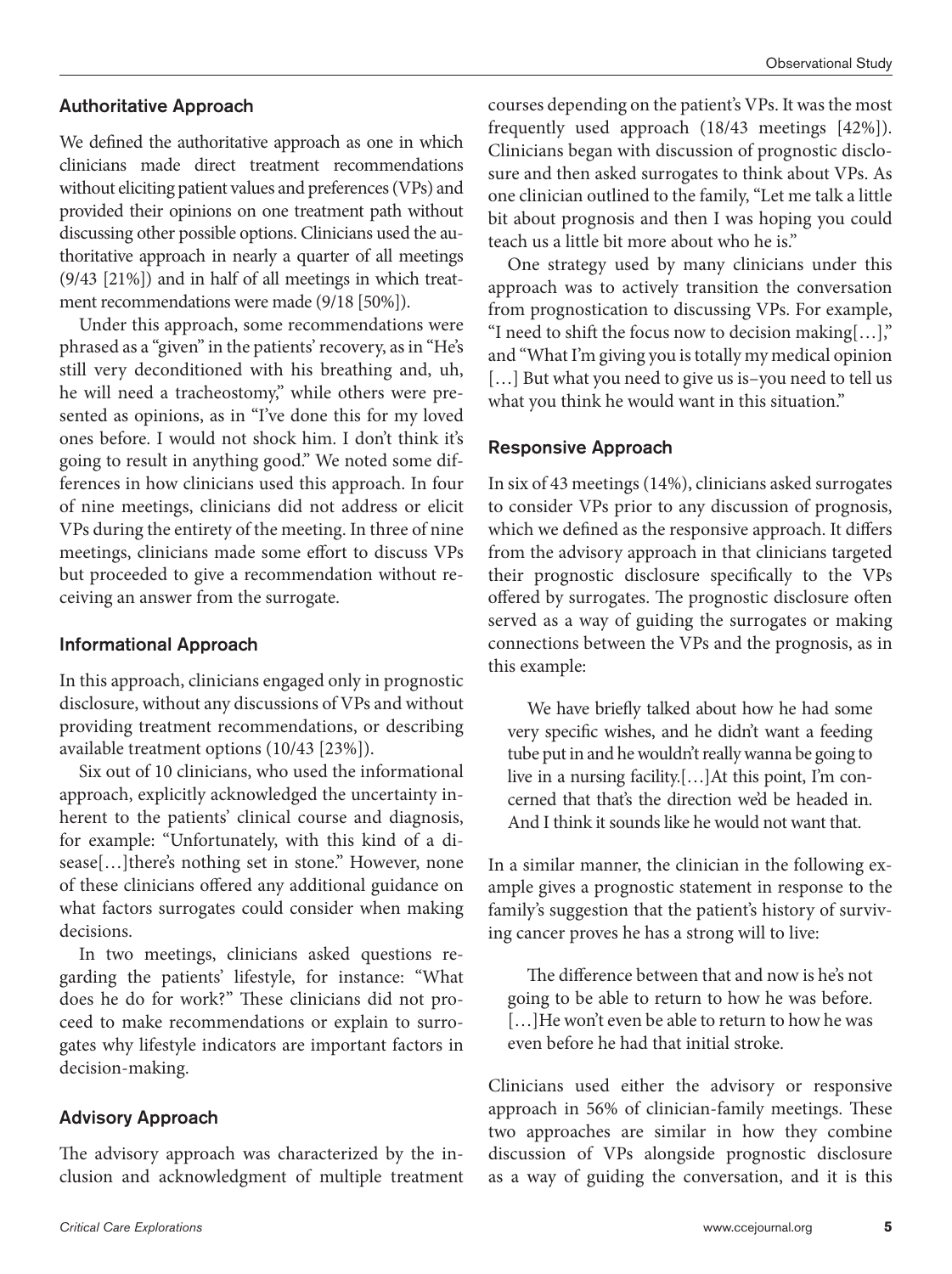### Authoritative Approach

We defined the authoritative approach as one in which clinicians made direct treatment recommendations without eliciting patient values and preferences (VPs) and provided their opinions on one treatment path without discussing other possible options. Clinicians used the authoritative approach in nearly a quarter of all meetings (9/43 [21%]) and in half of all meetings in which treatment recommendations were made (9/18 [50%]).

Under this approach, some recommendations were phrased as a "given" in the patients' recovery, as in "He's still very deconditioned with his breathing and, uh, he will need a tracheostomy," while others were presented as opinions, as in "I've done this for my loved ones before. I would not shock him. I don't think it's going to result in anything good." We noted some differences in how clinicians used this approach. In four of nine meetings, clinicians did not address or elicit VPs during the entirety of the meeting. In three of nine meetings, clinicians made some effort to discuss VPs but proceeded to give a recommendation without receiving an answer from the surrogate.

### Informational Approach

In this approach, clinicians engaged only in prognostic disclosure, without any discussions of VPs and without providing treatment recommendations, or describing available treatment options (10/43 [23%]).

Six out of 10 clinicians, who used the informational approach, explicitly acknowledged the uncertainty inherent to the patients' clinical course and diagnosis, for example: "Unfortunately, with this kind of a disease[…]there's nothing set in stone." However, none of these clinicians offered any additional guidance on what factors surrogates could consider when making decisions.

In two meetings, clinicians asked questions regarding the patients' lifestyle, for instance: "What does he do for work?" These clinicians did not proceed to make recommendations or explain to surrogates why lifestyle indicators are important factors in decision-making.

### Advisory Approach

The advisory approach was characterized by the inclusion and acknowledgment of multiple treatment courses depending on the patient's VPs. It was the most frequently used approach (18/43 meetings [42%]). Clinicians began with discussion of prognostic disclosure and then asked surrogates to think about VPs. As one clinician outlined to the family, "Let me talk a little bit about prognosis and then I was hoping you could teach us a little bit more about who he is."

One strategy used by many clinicians under this approach was to actively transition the conversation from prognostication to discussing VPs. For example, "I need to shift the focus now to decision making[…]," and "What I'm giving you is totally my medical opinion […] But what you need to give us is–you need to tell us what you think he would want in this situation."

### Responsive Approach

In six of 43 meetings (14%), clinicians asked surrogates to consider VPs prior to any discussion of prognosis, which we defined as the responsive approach. It differs from the advisory approach in that clinicians targeted their prognostic disclosure specifically to the VPs offered by surrogates. The prognostic disclosure often served as a way of guiding the surrogates or making connections between the VPs and the prognosis, as in this example:

> We have briefly talked about how he had some very specific wishes, and he didn't want a feeding tube put in and he wouldn't really wanna be going to live in a nursing facility.[…]At this point, I'm concerned that that's the direction we'd be headed in. And I think it sounds like he would not want that.

In a similar manner, the clinician in the following example gives a prognostic statement in response to the family's suggestion that the patient's history of surviving cancer proves he has a strong will to live:

> The difference between that and now is he's not going to be able to return to how he was before. […]He won't even be able to return to how he was even before he had that initial stroke.

Clinicians used either the advisory or responsive approach in 56% of clinician-family meetings. These two approaches are similar in how they combine discussion of VPs alongside prognostic disclosure as a way of guiding the conversation, and it is this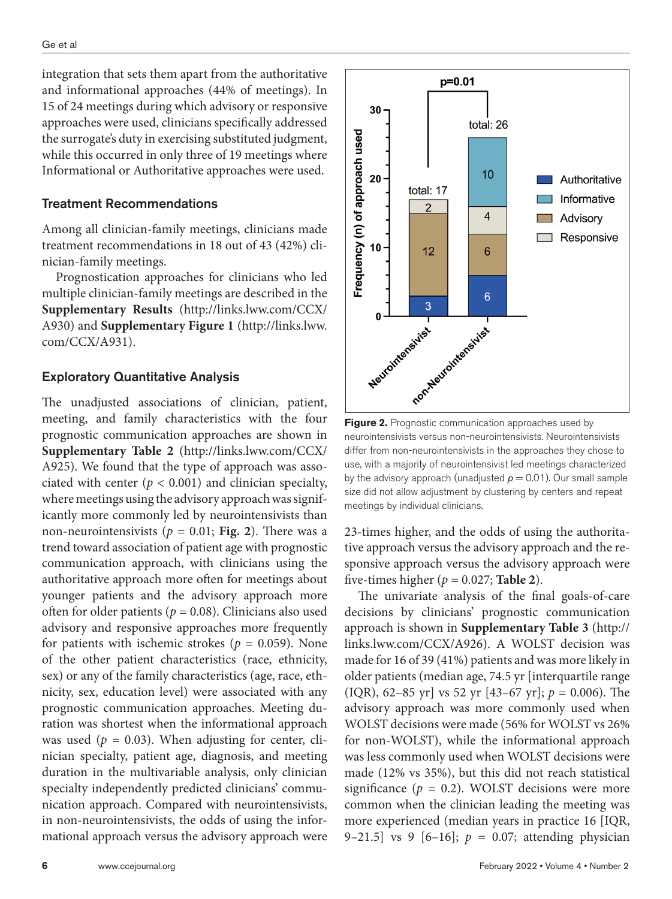integration that sets them apart from the authoritative and informational approaches (44% of meetings). In 15 of 24 meetings during which advisory or responsive approaches were used, clinicians specifically addressed the surrogate's duty in exercising substituted judgment, while this occurred in only three of 19 meetings where Informational or Authoritative approaches were used.

### Treatment Recommendations

Among all clinician-family meetings, clinicians made treatment recommendations in 18 out of 43 (42%) clinician-family meetings.

Prognostication approaches for clinicians who led multiple clinician-family meetings are described in the **Supplementary Results** (http://links.lww.com/CCX/A930) and **Supplementary Figure 1** (http://links.lww.com/CCX/A931).

### Exploratory Quantitative Analysis

The unadjusted associations of clinician, patient, meeting, and family characteristics with the four prognostic communication approaches are shown in **Supplementary Table 2** (http://links.lww.com/CCX/A925). We found that the type of approach was associated with center ($p < 0.001$) and clinician specialty, where meetings using the advisory approach was significantly more commonly led by neurointensivists than non-neurointensivists ($p = 0.01$; **Fig. 2**). There was a trend toward association of patient age with prognostic communication approach, with clinicians using the authoritative approach more often for meetings about younger patients and the advisory approach more often for older patients ($p = 0.08$). Clinicians also used advisory and responsive approaches more frequently for patients with ischemic strokes ($p = 0.059$). None of the other patient characteristics (race, ethnicity, sex) or any of the family characteristics (age, race, ethnicity, sex, education level) were associated with any prognostic communication approaches. Meeting duration was shortest when the informational approach was used ($p = 0.03$). When adjusting for center, clinician specialty, patient age, diagnosis, and meeting duration in the multivariable analysis, only clinician specialty independently predicted clinicians' communication approach. Compared with neurointensivists, in non-neurointensivists, the odds of using the informational approach versus the advisory approach were 23-times higher, and the odds of using the authoritative approach versus the advisory approach and the responsive approach versus the advisory approach were five-times higher ($p = 0.027$; **Table 2**).

**Figure 2.** Prognostic communication approaches used by neurointensivists versus non-neurointensivists. Neurointensivists differ from non-neurointensivists in the approaches they chose to use, with a majority of neurointensivist led meetings characterized by the advisory approach (unadjusted $p = 0.01$). Our small sample size did not allow adjustment by clustering by centers and repeat meetings by individual clinicians.

The univariate analysis of the final goals-of-care decisions by clinicians' prognostic communication approach is shown in **Supplementary Table 3** (http://links.lww.com/CCX/A926). A WOLST decision was made for 16 of 39 (41%) patients and was more likely in older patients (median age, 74.5 yr [interquartile range (IQR), 62–85 yr] vs 52 yr [43–67 yr]; $p = 0.006$). The advisory approach was more commonly used when WOLST decisions were made (56% for WOLST vs 26% for non-WOLST), while the informational approach was less commonly used when WOLST decisions were made (12% vs 35%), but this did not reach statistical significance ($p = 0.2$). WOLST decisions were more common when the clinician leading the meeting was more experienced (median years in practice 16 [IQR, 9–21.5] vs 9 [6–16]; $p = 0.07$; attending physician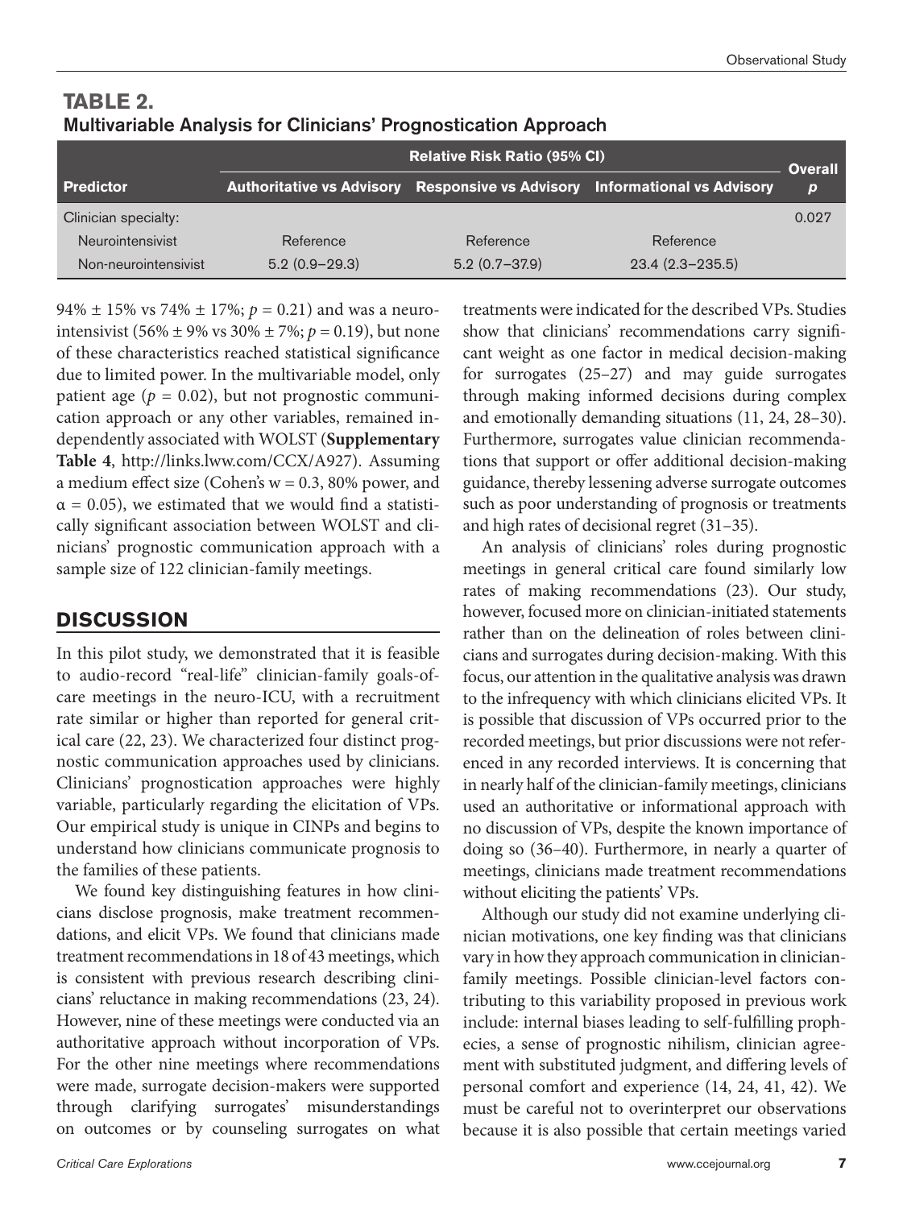**TABLE 2.**
**Multivariable Analysis for Clinicians' Prognostication Approach**

| Predictor | Relative Risk Ratio (95% CI) | | | Overall $p$ |
|---|---|---|---|---|
| | Authoritative vs Advisory | Responsive vs Advisory | Informational vs Advisory | |
| Clinician specialty: | | | | 0.027 |
| Neurointensivist | Reference | Reference | Reference | |
| Non-neurointensivist | 5.2 (0.9–29.3) | 5.2 (0.7–37.9) | 23.4 (2.3–235.5) | |

94% ± 15% vs 74% ± 17%; $p = 0.21$) and was a neurointensivist (56% ± 9% vs 30% ± 7%; $p = 0.19$), but none of these characteristics reached statistical significance due to limited power. In the multivariable model, only patient age ($p = 0.02$), but not prognostic communication approach or any other variables, remained independently associated with WOLST (**Supplementary Table 4**, http://links.lww.com/CCX/A927). Assuming a medium effect size (Cohen's w = 0.3, 80% power, and $\alpha = 0.05$), we estimated that we would find a statistically significant association between WOLST and clinicians' prognostic communication approach with a sample size of 122 clinician-family meetings.

## DISCUSSION

In this pilot study, we demonstrated that it is feasible to audio-record "real-life" clinician-family goals-of-care meetings in the neuro-ICU, with a recruitment rate similar or higher than reported for general critical care (22, 23). We characterized four distinct prognostic communication approaches used by clinicians. Clinicians' prognostication approaches were highly variable, particularly regarding the elicitation of VPs. Our empirical study is unique in CINPs and begins to understand how clinicians communicate prognosis to the families of these patients.

We found key distinguishing features in how clinicians disclose prognosis, make treatment recommendations, and elicit VPs. We found that clinicians made treatment recommendations in 18 of 43 meetings, which is consistent with previous research describing clinicians' reluctance in making recommendations (23, 24). However, nine of these meetings were conducted via an authoritative approach without incorporation of VPs. For the other nine meetings where recommendations were made, surrogate decision-makers were supported through clarifying surrogates' misunderstandings on outcomes or by counseling surrogates on what treatments were indicated for the described VPs. Studies show that clinicians' recommendations carry significant weight as one factor in medical decision-making for surrogates (25–27) and may guide surrogates through making informed decisions during complex and emotionally demanding situations (11, 24, 28–30). Furthermore, surrogates value clinician recommendations that support or offer additional decision-making guidance, thereby lessening adverse surrogate outcomes such as poor understanding of prognosis or treatments and high rates of decisional regret (31–35).

An analysis of clinicians' roles during prognostic meetings in general critical care found similarly low rates of making recommendations (23). Our study, however, focused more on clinician-initiated statements rather than on the delineation of roles between clinicians and surrogates during decision-making. With this focus, our attention in the qualitative analysis was drawn to the infrequency with which clinicians elicited VPs. It is possible that discussion of VPs occurred prior to the recorded meetings, but prior discussions were not referenced in any recorded interviews. It is concerning that in nearly half of the clinician-family meetings, clinicians used an authoritative or informational approach with no discussion of VPs, despite the known importance of doing so (36–40). Furthermore, in nearly a quarter of meetings, clinicians made treatment recommendations without eliciting the patients' VPs.

Although our study did not examine underlying clinician motivations, one key finding was that clinicians vary in how they approach communication in clinician-family meetings. Possible clinician-level factors contributing to this variability proposed in previous work include: internal biases leading to self-fulfilling prophecies, a sense of prognostic nihilism, clinician agreement with substituted judgment, and differing levels of personal comfort and experience (14, 24, 41, 42). We must be careful not to overinterpret our observations because it is also possible that certain meetings varied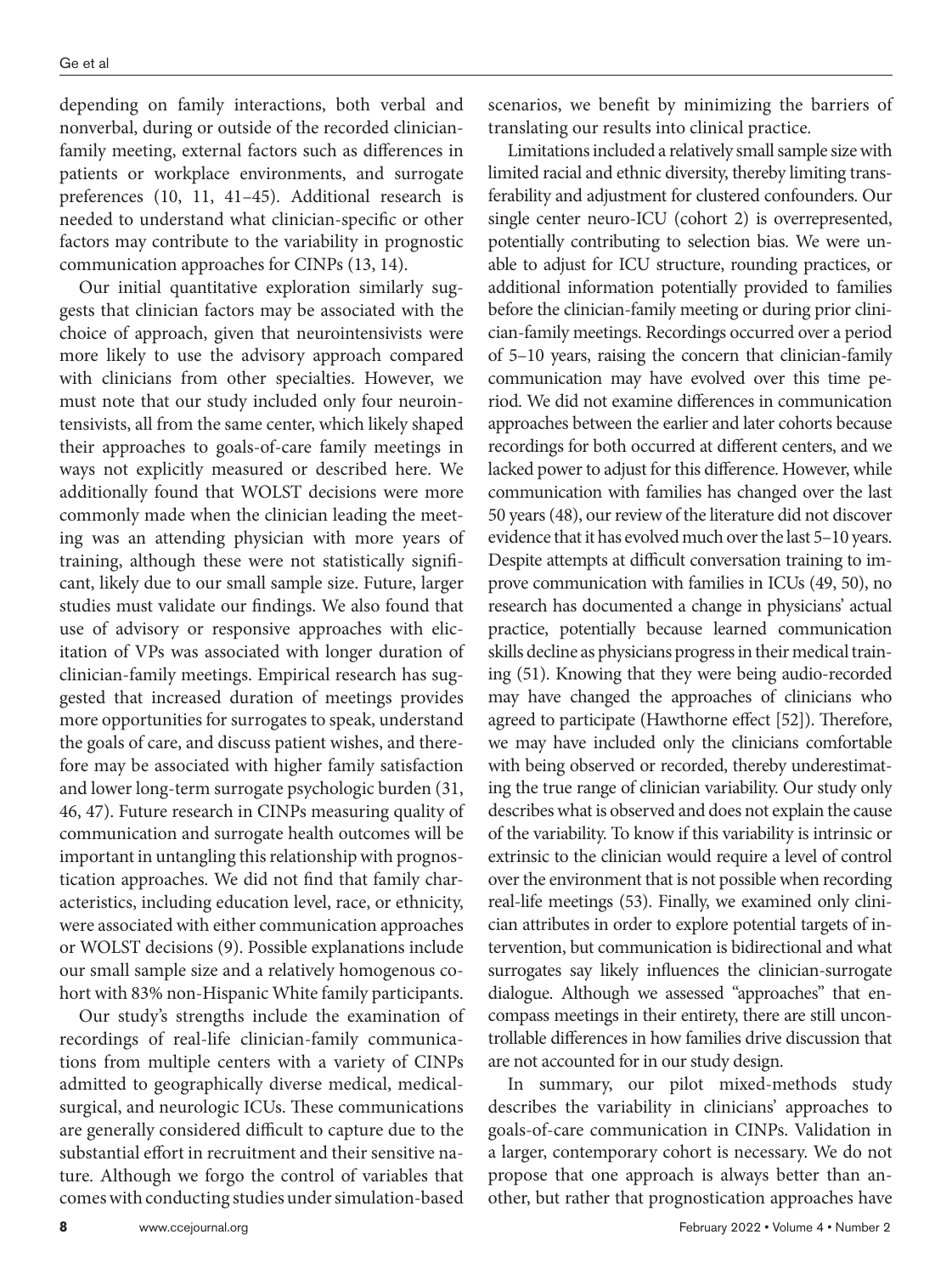depending on family interactions, both verbal and nonverbal, during or outside of the recorded clinician-family meeting, external factors such as differences in patients or workplace environments, and surrogate preferences (10, 11, 41–45). Additional research is needed to understand what clinician-specific or other factors may contribute to the variability in prognostic communication approaches for CINPs (13, 14).

Our initial quantitative exploration similarly suggests that clinician factors may be associated with the choice of approach, given that neurointensivists were more likely to use the advisory approach compared with clinicians from other specialties. However, we must note that our study included only four neurointensivists, all from the same center, which likely shaped their approaches to goals-of-care family meetings in ways not explicitly measured or described here. We additionally found that WOLST decisions were more commonly made when the clinician leading the meeting was an attending physician with more years of training, although these were not statistically significant, likely due to our small sample size. Future, larger studies must validate our findings. We also found that use of advisory or responsive approaches with elicitation of VPs was associated with longer duration of clinician-family meetings. Empirical research has suggested that increased duration of meetings provides more opportunities for surrogates to speak, understand the goals of care, and discuss patient wishes, and therefore may be associated with higher family satisfaction and lower long-term surrogate psychologic burden (31, 46, 47). Future research in CINPs measuring quality of communication and surrogate health outcomes will be important in untangling this relationship with prognostication approaches. We did not find that family characteristics, including education level, race, or ethnicity, were associated with either communication approaches or WOLST decisions (9). Possible explanations include our small sample size and a relatively homogenous cohort with 83% non-Hispanic White family participants.

Our study's strengths include the examination of recordings of real-life clinician-family communications from multiple centers with a variety of CINPs admitted to geographically diverse medical, medical-surgical, and neurologic ICUs. These communications are generally considered difficult to capture due to the substantial effort in recruitment and their sensitive nature. Although we forgo the control of variables that comes with conducting studies under simulation-based scenarios, we benefit by minimizing the barriers of translating our results into clinical practice.

Limitations included a relatively small sample size with limited racial and ethnic diversity, thereby limiting transferability and adjustment for clustered confounders. Our single center neuro-ICU (cohort 2) is overrepresented, potentially contributing to selection bias. We were unable to adjust for ICU structure, rounding practices, or additional information potentially provided to families before the clinician-family meeting or during prior clinician-family meetings. Recordings occurred over a period of 5–10 years, raising the concern that clinician-family communication may have evolved over this time period. We did not examine differences in communication approaches between the earlier and later cohorts because recordings for both occurred at different centers, and we lacked power to adjust for this difference. However, while communication with families has changed over the last 50 years (48), our review of the literature did not discover evidence that it has evolved much over the last 5–10 years. Despite attempts at difficult conversation training to improve communication with families in ICUs (49, 50), no research has documented a change in physicians' actual practice, potentially because learned communication skills decline as physicians progress in their medical training (51). Knowing that they were being audio-recorded may have changed the approaches of clinicians who agreed to participate (Hawthorne effect [52]). Therefore, we may have included only the clinicians comfortable with being observed or recorded, thereby underestimating the true range of clinician variability. Our study only describes what is observed and does not explain the cause of the variability. To know if this variability is intrinsic or extrinsic to the clinician would require a level of control over the environment that is not possible when recording real-life meetings (53). Finally, we examined only clinician attributes in order to explore potential targets of intervention, but communication is bidirectional and what surrogates say likely influences the clinician-surrogate dialogue. Although we assessed "approaches" that encompass meetings in their entirety, there are still uncontrollable differences in how families drive discussion that are not accounted for in our study design.

In summary, our pilot mixed-methods study describes the variability in clinicians' approaches to goals-of-care communication in CINPs. Validation in a larger, contemporary cohort is necessary. We do not propose that one approach is always better than another, but rather that prognostication approaches have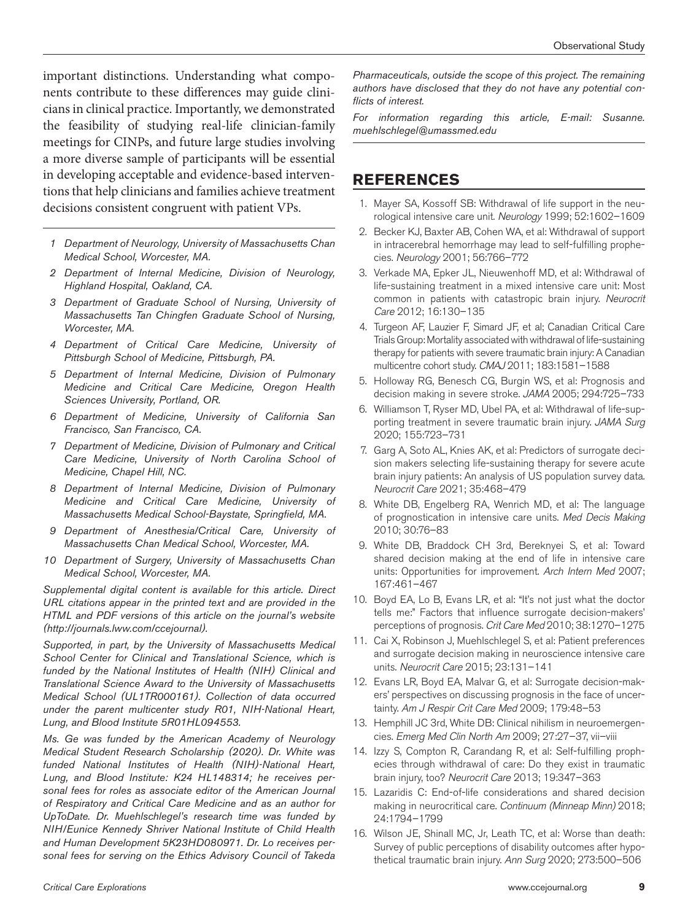important distinctions. Understanding what components contribute to these differences may guide clinicians in clinical practice. Importantly, we demonstrated the feasibility of studying real-life clinician-family meetings for CINPs, and future large studies involving a more diverse sample of participants will be essential in developing acceptable and evidence-based interventions that help clinicians and families achieve treatment decisions consistent congruent with patient VPs.

*1 Department of Neurology, University of Massachusetts Chan Medical School, Worcester, MA.*

*2 Department of Internal Medicine, Division of Neurology, Highland Hospital, Oakland, CA.*

*3 Department of Graduate School of Nursing, University of Massachusetts Tan Chingfen Graduate School of Nursing, Worcester, MA.*

*4 Department of Critical Care Medicine, University of Pittsburgh School of Medicine, Pittsburgh, PA.*

*5 Department of Internal Medicine, Division of Pulmonary Medicine and Critical Care Medicine, Oregon Health Sciences University, Portland, OR.*

*6 Department of Medicine, University of California San Francisco, San Francisco, CA.*

*7 Department of Medicine, Division of Pulmonary and Critical Care Medicine, University of North Carolina School of Medicine, Chapel Hill, NC.*

*8 Department of Internal Medicine, Division of Pulmonary Medicine and Critical Care Medicine, University of Massachusetts Medical School-Baystate, Springfield, MA.*

*9 Department of Anesthesia/Critical Care, University of Massachusetts Chan Medical School, Worcester, MA.*

*10 Department of Surgery, University of Massachusetts Chan Medical School, Worcester, MA.*

*Supplemental digital content is available for this article. Direct URL citations appear in the printed text and are provided in the HTML and PDF versions of this article on the journal's website (http://journals.lww.com/ccejournal).*

*Supported, in part, by the University of Massachusetts Medical School Center for Clinical and Translational Science, which is funded by the National Institutes of Health (NIH) Clinical and Translational Science Award to the University of Massachusetts Medical School (UL1TR000161). Collection of data occurred under the parent multicenter study R01, NIH-National Heart, Lung, and Blood Institute 5R01HL094553.*

*Ms. Ge was funded by the American Academy of Neurology Medical Student Research Scholarship (2020). Dr. White was funded National Institutes of Health (NIH)-National Heart, Lung, and Blood Institute: K24 HL148314; he receives personal fees for roles as associate editor of the American Journal of Respiratory and Critical Care Medicine and as an author for UpToDate. Dr. Muehlschlegel's research time was funded by NIH/Eunice Kennedy Shriver National Institute of Child Health and Human Development 5K23HD080971. Dr. Lo receives personal fees for serving on the Ethics Advisory Council of Takeda Pharmaceuticals, outside the scope of this project. The remaining authors have disclosed that they do not have any potential conflicts of interest.*

*For information regarding this article, E-mail: Susanne.muehlschlegel@umassmed.edu*

## REFERENCES

1. Mayer SA, Kossoff SB: Withdrawal of life support in the neurological intensive care unit. *Neurology* 1999; 52:1602–1609
2. Becker KJ, Baxter AB, Cohen WA, et al: Withdrawal of support in intracerebral hemorrhage may lead to self-fulfilling prophecies. *Neurology* 2001; 56:766–772
3. Verkade MA, Epker JL, Nieuwenhoff MD, et al: Withdrawal of life-sustaining treatment in a mixed intensive care unit: Most common in patients with catastropic brain injury. *Neurocrit Care* 2012; 16:130–135
4. Turgeon AF, Lauzier F, Simard JF, et al; Canadian Critical Care Trials Group: Mortality associated with withdrawal of life-sustaining therapy for patients with severe traumatic brain injury: A Canadian multicentre cohort study. *CMAJ* 2011; 183:1581–1588
5. Holloway RG, Benesch CG, Burgin WS, et al: Prognosis and decision making in severe stroke. *JAMA* 2005; 294:725–733
6. Williamson T, Ryser MD, Ubel PA, et al: Withdrawal of life-supporting treatment in severe traumatic brain injury. *JAMA Surg* 2020; 155:723–731
7. Garg A, Soto AL, Knies AK, et al: Predictors of surrogate decision makers selecting life-sustaining therapy for severe acute brain injury patients: An analysis of US population survey data. *Neurocrit Care* 2021; 35:468–479
8. White DB, Engelberg RA, Wenrich MD, et al: The language of prognostication in intensive care units. *Med Decis Making* 2010; 30:76–83
9. White DB, Braddock CH 3rd, Bereknyei S, et al: Toward shared decision making at the end of life in intensive care units: Opportunities for improvement. *Arch Intern Med* 2007; 167:461–467
10. Boyd EA, Lo B, Evans LR, et al: "It's not just what the doctor tells me:" Factors that influence surrogate decision-makers' perceptions of prognosis. *Crit Care Med* 2010; 38:1270–1275
11. Cai X, Robinson J, Muehlschlegel S, et al: Patient preferences and surrogate decision making in neuroscience intensive care units. *Neurocrit Care* 2015; 23:131–141
12. Evans LR, Boyd EA, Malvar G, et al: Surrogate decision-makers' perspectives on discussing prognosis in the face of uncertainty. *Am J Respir Crit Care Med* 2009; 179:48–53
13. Hemphill JC 3rd, White DB: Clinical nihilism in neuroemergencies. *Emerg Med Clin North Am* 2009; 27:27–37, vii–viii
14. Izzy S, Compton R, Carandang R, et al: Self-fulfilling prophecies through withdrawal of care: Do they exist in traumatic brain injury, too? *Neurocrit Care* 2013; 19:347–363
15. Lazaridis C: End-of-life considerations and shared decision making in neurocritical care. *Continuum (Minneap Minn)* 2018; 24:1794–1799
16. Wilson JE, Shinall MC, Jr, Leath TC, et al: Worse than death: Survey of public perceptions of disability outcomes after hypothetical traumatic brain injury. *Ann Surg* 2020; 273:500–506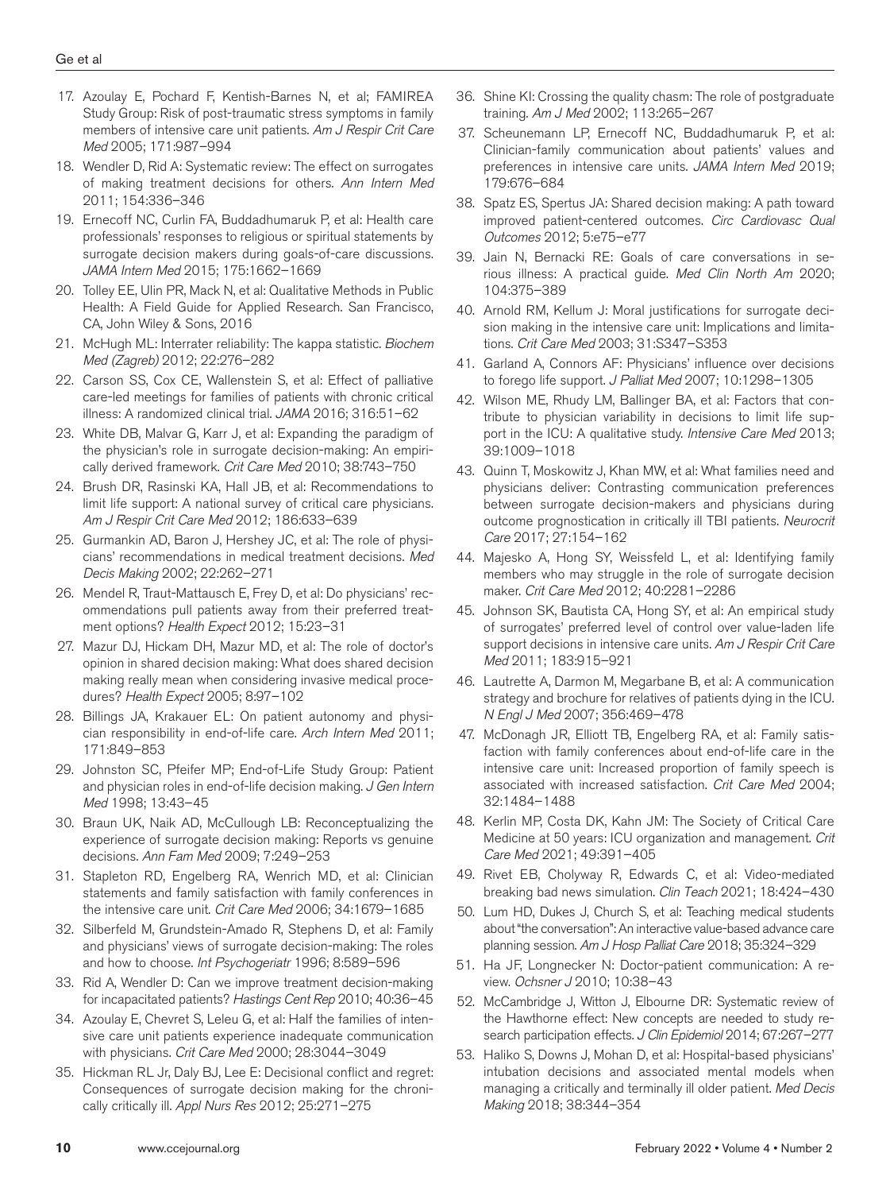17. Azoulay E, Pochard F, Kentish-Barnes N, et al; FAMIREA Study Group: Risk of post-traumatic stress symptoms in family members of intensive care unit patients. *Am J Respir Crit Care Med* 2005; 171:987–994
18. Wendler D, Rid A: Systematic review: The effect on surrogates of making treatment decisions for others. *Ann Intern Med* 2011; 154:336–346
19. Ernecoff NC, Curlin FA, Buddadhumaruk P, et al: Health care professionals' responses to religious or spiritual statements by surrogate decision makers during goals-of-care discussions. *JAMA Intern Med* 2015; 175:1662–1669
20. Tolley EE, Ulin PR, Mack N, et al: Qualitative Methods in Public Health: A Field Guide for Applied Research. San Francisco, CA, John Wiley & Sons, 2016
21. McHugh ML: Interrater reliability: The kappa statistic. *Biochem Med (Zagreb)* 2012; 22:276–282
22. Carson SS, Cox CE, Wallenstein S, et al: Effect of palliative care-led meetings for families of patients with chronic critical illness: A randomized clinical trial. *JAMA* 2016; 316:51–62
23. White DB, Malvar G, Karr J, et al: Expanding the paradigm of the physician's role in surrogate decision-making: An empirically derived framework. *Crit Care Med* 2010; 38:743–750
24. Brush DR, Rasinski KA, Hall JB, et al: Recommendations to limit life support: A national survey of critical care physicians. *Am J Respir Crit Care Med* 2012; 186:633–639
25. Gurmankin AD, Baron J, Hershey JC, et al: The role of physicians' recommendations in medical treatment decisions. *Med Decis Making* 2002; 22:262–271
26. Mendel R, Traut-Mattausch E, Frey D, et al: Do physicians' recommendations pull patients away from their preferred treatment options? *Health Expect* 2012; 15:23–31
27. Mazur DJ, Hickam DH, Mazur MD, et al: The role of doctor's opinion in shared decision making: What does shared decision making really mean when considering invasive medical procedures? *Health Expect* 2005; 8:97–102
28. Billings JA, Krakauer EL: On patient autonomy and physician responsibility in end-of-life care. *Arch Intern Med* 2011; 171:849–853
29. Johnston SC, Pfeifer MP; End-of-Life Study Group: Patient and physician roles in end-of-life decision making. *J Gen Intern Med* 1998; 13:43–45
30. Braun UK, Naik AD, McCullough LB: Reconceptualizing the experience of surrogate decision making: Reports vs genuine decisions. *Ann Fam Med* 2009; 7:249–253
31. Stapleton RD, Engelberg RA, Wenrich MD, et al: Clinician statements and family satisfaction with family conferences in the intensive care unit. *Crit Care Med* 2006; 34:1679–1685
32. Silberfeld M, Grundstein-Amado R, Stephens D, et al: Family and physicians' views of surrogate decision-making: The roles and how to choose. *Int Psychogeriatr* 1996; 8:589–596
33. Rid A, Wendler D: Can we improve treatment decision-making for incapacitated patients? *Hastings Cent Rep* 2010; 40:36–45
34. Azoulay E, Chevret S, Leleu G, et al: Half the families of intensive care unit patients experience inadequate communication with physicians. *Crit Care Med* 2000; 28:3044–3049
35. Hickman RL Jr, Daly BJ, Lee E: Decisional conflict and regret: Consequences of surrogate decision making for the chronically critically ill. *Appl Nurs Res* 2012; 25:271–275
36. Shine KI: Crossing the quality chasm: The role of postgraduate training. *Am J Med* 2002; 113:265–267
37. Scheunemann LP, Ernecoff NC, Buddadhumaruk P, et al: Clinician-family communication about patients' values and preferences in intensive care units. *JAMA Intern Med* 2019; 179:676–684
38. Spatz ES, Spertus JA: Shared decision making: A path toward improved patient-centered outcomes. *Circ Cardiovasc Qual Outcomes* 2012; 5:e75–e77
39. Jain N, Bernacki RE: Goals of care conversations in serious illness: A practical guide. *Med Clin North Am* 2020; 104:375–389
40. Arnold RM, Kellum J: Moral justifications for surrogate decision making in the intensive care unit: Implications and limitations. *Crit Care Med* 2003; 31:S347–S353
41. Garland A, Connors AF: Physicians' influence over decisions to forego life support. *J Palliat Med* 2007; 10:1298–1305
42. Wilson ME, Rhudy LM, Ballinger BA, et al: Factors that contribute to physician variability in decisions to limit life support in the ICU: A qualitative study. *Intensive Care Med* 2013; 39:1009–1018
43. Quinn T, Moskowitz J, Khan MW, et al: What families need and physicians deliver: Contrasting communication preferences between surrogate decision-makers and physicians during outcome prognostication in critically ill TBI patients. *Neurocrit Care* 2017; 27:154–162
44. Majesko A, Hong SY, Weissfeld L, et al: Identifying family members who may struggle in the role of surrogate decision maker. *Crit Care Med* 2012; 40:2281–2286
45. Johnson SK, Bautista CA, Hong SY, et al: An empirical study of surrogates' preferred level of control over value-laden life support decisions in intensive care units. *Am J Respir Crit Care Med* 2011; 183:915–921
46. Lautrette A, Darmon M, Megarbane B, et al: A communication strategy and brochure for relatives of patients dying in the ICU. *N Engl J Med* 2007; 356:469–478
47. McDonagh JR, Elliott TB, Engelberg RA, et al: Family satisfaction with family conferences about end-of-life care in the intensive care unit: Increased proportion of family speech is associated with increased satisfaction. *Crit Care Med* 2004; 32:1484–1488
48. Kerlin MP, Costa DK, Kahn JM: The Society of Critical Care Medicine at 50 years: ICU organization and management. *Crit Care Med* 2021; 49:391–405
49. Rivet EB, Cholyway R, Edwards C, et al: Video-mediated breaking bad news simulation. *Clin Teach* 2021; 18:424–430
50. Lum HD, Dukes J, Church S, et al: Teaching medical students about "the conversation": An interactive value-based advance care planning session. *Am J Hosp Palliat Care* 2018; 35:324–329
51. Ha JF, Longnecker N: Doctor-patient communication: A review. *Ochsner J* 2010; 10:38–43
52. McCambridge J, Witton J, Elbourne DR: Systematic review of the Hawthorne effect: New concepts are needed to study research participation effects. *J Clin Epidemiol* 2014; 67:267–277
53. Haliko S, Downs J, Mohan D, et al: Hospital-based physicians' intubation decisions and associated mental models when managing a critically and terminally ill older patient. *Med Decis Making* 2018; 38:344–354